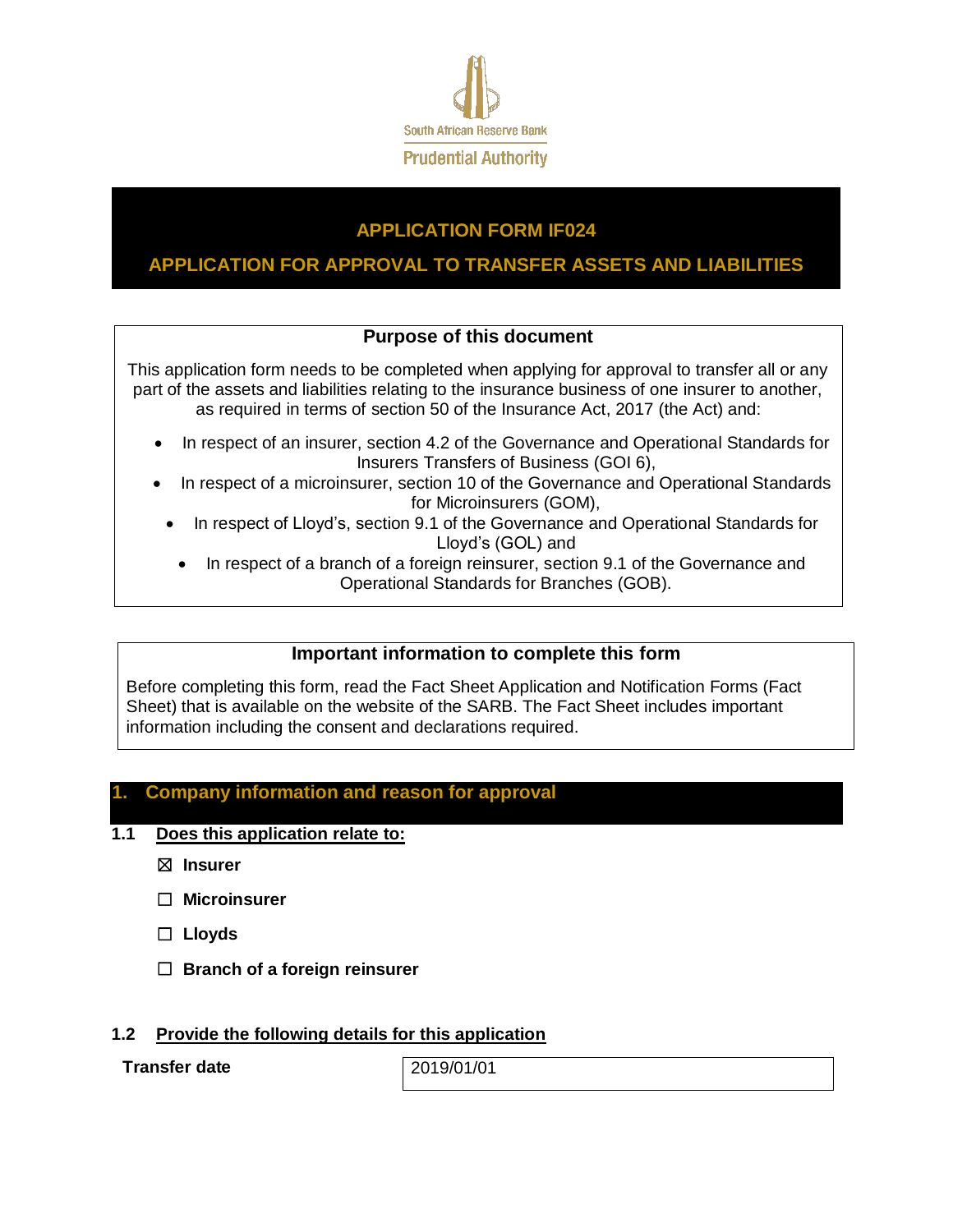South African Reserve Bank

Prudential Authority

# APPLICATION FORM IF024

# APPLICATION FOR APPROVAL TO TRANSFER ASSETS AND LIABILITIES

**Purpose of this document**

This application form needs to be completed when applying for approval to transfer all or any part of the assets and liabilities relating to the insurance business of one insurer to another, as required in terms of section 50 of the Insurance Act, 2017 (the Act) and:

- In respect of an insurer, section 4.2 of the Governance and Operational Standards for Insurers Transfers of Business (GOI 6),
- In respect of a microinsurer, section 10 of the Governance and Operational Standards for Microinsurers (GOM),
- In respect of Lloyd's, section 9.1 of the Governance and Operational Standards for Lloyd's (GOL) and
- In respect of a branch of a foreign reinsurer, section 9.1 of the Governance and Operational Standards for Branches (GOB).

**Important information to complete this form**

Before completing this form, read the Fact Sheet Application and Notification Forms (Fact Sheet) that is available on the website of the SARB. The Fact Sheet includes important information including the consent and declarations required.

## 1. Company information and reason for approval

### 1.1 Does this application relate to:

☒ **Insurer**

☐ **Microinsurer**

☐ **Lloyds**

☐ **Branch of a foreign reinsurer**

### 1.2 Provide the following details for this application

| **Transfer date** | 2019/01/01 |
|---|---|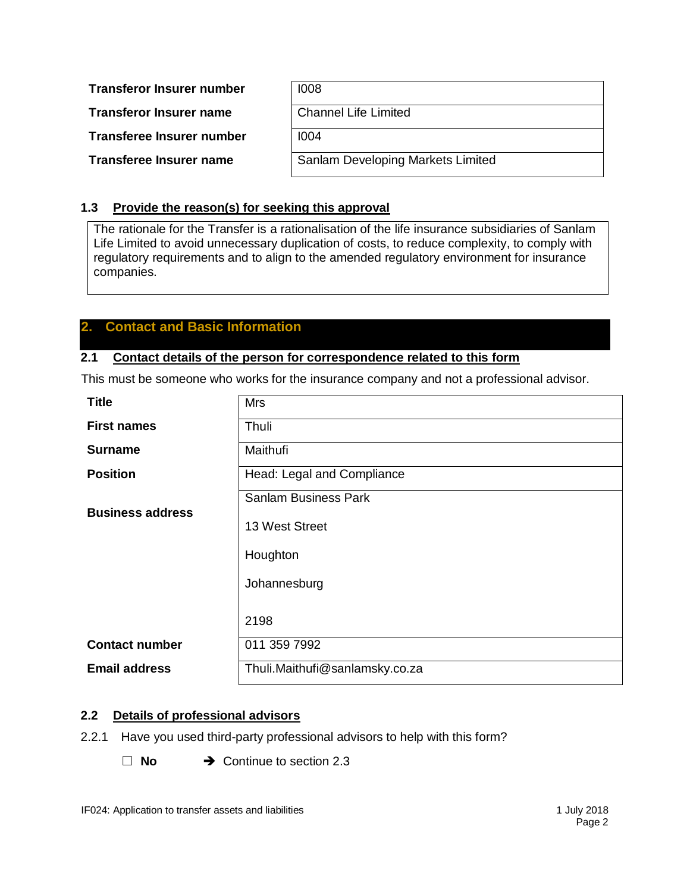| | |
|---|---|
| **Transferor Insurer number** | I008 |
| **Transferor Insurer name** | Channel Life Limited |
| **Transferee Insurer number** | I004 |
| **Transferee Insurer name** | Sanlam Developing Markets Limited |

### 1.3 Provide the reason(s) for seeking this approval

The rationale for the Transfer is a rationalisation of the life insurance subsidiaries of Sanlam Life Limited to avoid unnecessary duplication of costs, to reduce complexity, to comply with regulatory requirements and to align to the amended regulatory environment for insurance companies.

## 2. Contact and Basic Information

### 2.1 Contact details of the person for correspondence related to this form

This must be someone who works for the insurance company and not a professional advisor.

| | |
|---|---|
| **Title** | Mrs |
| **First names** | Thuli |
| **Surname** | Maithufi |
| **Position** | Head: Legal and Compliance |
| **Business address** | Sanlam Business Park<br>13 West Street<br>Houghton<br>Johannesburg<br><br>2198 |
| **Contact number** | 011 359 7992 |
| **Email address** | Thuli.Maithufi@sanlamsky.co.za |

### 2.2 Details of professional advisors

2.2.1 Have you used third-party professional advisors to help with this form?

☐ **No** ➔ Continue to section 2.3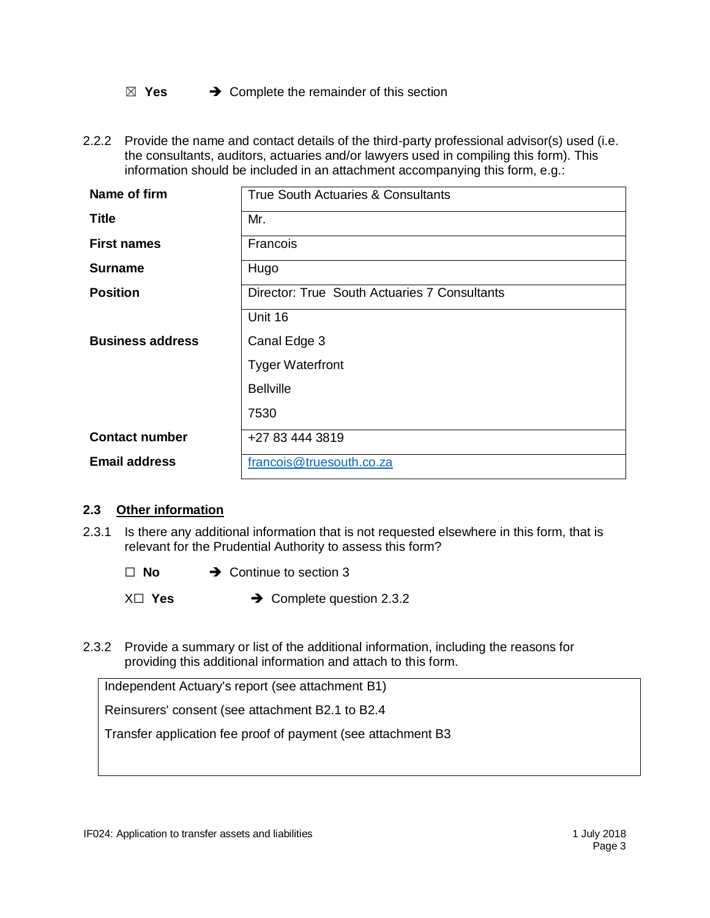☒ **Yes** ➔ Complete the remainder of this section

2.2.2 Provide the name and contact details of the third-party professional advisor(s) used (i.e. the consultants, auditors, actuaries and/or lawyers used in compiling this form). This information should be included in an attachment accompanying this form, e.g.:

| | |
|---|---|
| **Name of firm** | True South Actuaries & Consultants |
| **Title** | Mr. |
| **First names** | Francois |
| **Surname** | Hugo |
| **Position** | Director: True South Actuaries 7 Consultants |
| **Business address** | Unit 16<br>Canal Edge 3<br>Tyger Waterfront<br>Bellville<br>7530 |
| **Contact number** | +27 83 444 3819 |
| **Email address** | francois@truesouth.co.za |

### 2.3 Other information

2.3.1 Is there any additional information that is not requested elsewhere in this form, that is relevant for the Prudential Authority to assess this form?

☐ **No** ➔ Continue to section 3

X☐ **Yes** ➔ Complete question 2.3.2

2.3.2 Provide a summary or list of the additional information, including the reasons for providing this additional information and attach to this form.

Independent Actuary's report (see attachment B1)

Reinsurers' consent (see attachment B2.1 to B2.4

Transfer application fee proof of payment (see attachment B3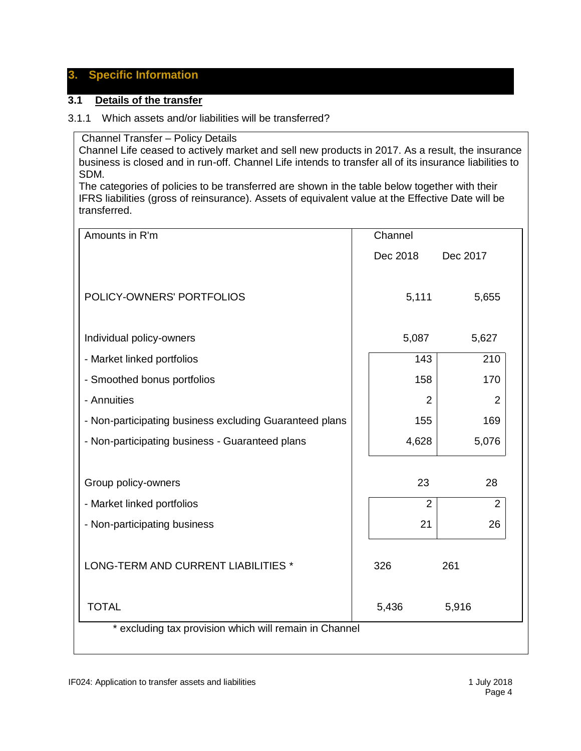## 3. Specific Information

### 3.1 Details of the transfer

3.1.1 Which assets and/or liabilities will be transferred?

Channel Transfer – Policy Details

Channel Life ceased to actively market and sell new products in 2017. As a result, the insurance business is closed and in run-off. Channel Life intends to transfer all of its insurance liabilities to SDM.

The categories of policies to be transferred are shown in the table below together with their IFRS liabilities (gross of reinsurance). Assets of equivalent value at the Effective Date will be transferred.

| Amounts in R'm | Channel | |
|---|---|---|
| | Dec 2018 | Dec 2017 |
| POLICY-OWNERS' PORTFOLIOS | 5,111 | 5,655 |
| Individual policy-owners | 5,087 | 5,627 |
| - Market linked portfolios | 143 | 210 |
| - Smoothed bonus portfolios | 158 | 170 |
| - Annuities | 2 | 2 |
| - Non-participating business excluding Guaranteed plans | 155 | 169 |
| - Non-participating business - Guaranteed plans | 4,628 | 5,076 |
| Group policy-owners | 23 | 28 |
| - Market linked portfolios | 2 | 2 |
| - Non-participating business | 21 | 26 |
| LONG-TERM AND CURRENT LIABILITIES * | 326 | 261 |
| TOTAL | 5,436 | 5,916 |

\* excluding tax provision which will remain in Channel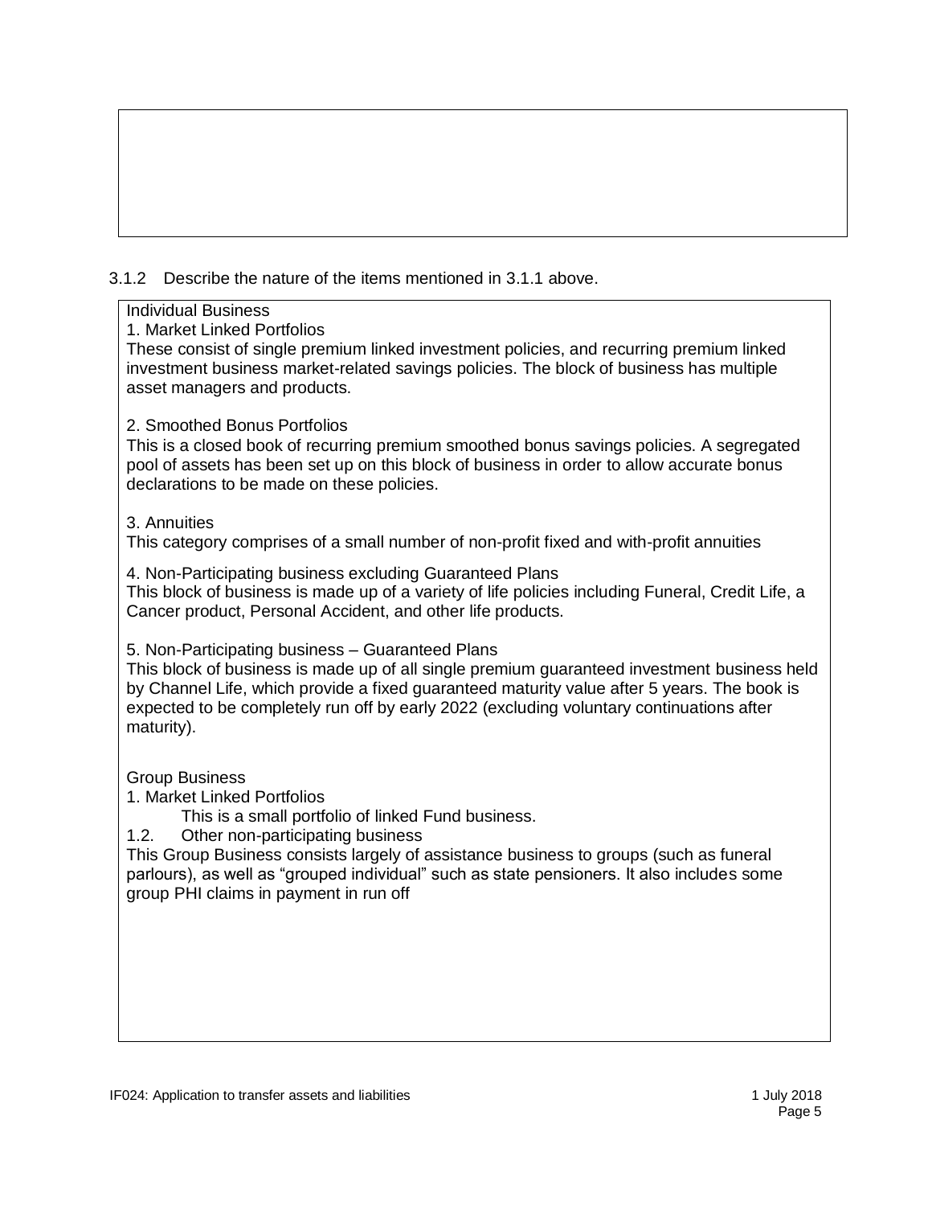3.1.2 Describe the nature of the items mentioned in 3.1.1 above.

Individual Business

1. Market Linked Portfolios

These consist of single premium linked investment policies, and recurring premium linked investment business market-related savings policies. The block of business has multiple asset managers and products.

2. Smoothed Bonus Portfolios

This is a closed book of recurring premium smoothed bonus savings policies. A segregated pool of assets has been set up on this block of business in order to allow accurate bonus declarations to be made on these policies.

3. Annuities

This category comprises of a small number of non-profit fixed and with-profit annuities

4. Non-Participating business excluding Guaranteed Plans

This block of business is made up of a variety of life policies including Funeral, Credit Life, a Cancer product, Personal Accident, and other life products.

5. Non-Participating business – Guaranteed Plans

This block of business is made up of all single premium guaranteed investment business held by Channel Life, which provide a fixed guaranteed maturity value after 5 years. The book is expected to be completely run off by early 2022 (excluding voluntary continuations after maturity).

Group Business

1. Market Linked Portfolios

    This is a small portfolio of linked Fund business.

1.2. Other non-participating business

This Group Business consists largely of assistance business to groups (such as funeral parlours), as well as "grouped individual" such as state pensioners. It also includes some group PHI claims in payment in run off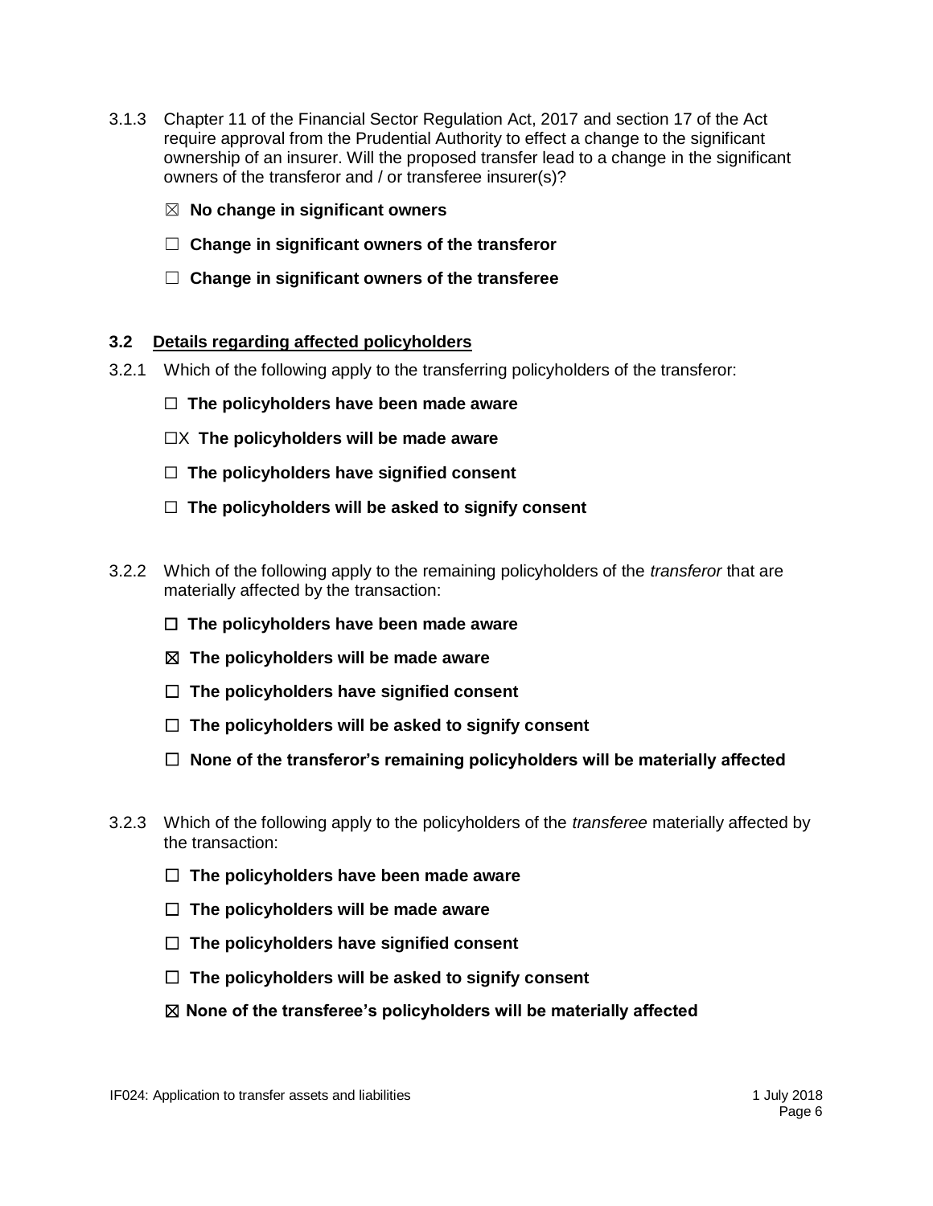3.1.3 Chapter 11 of the Financial Sector Regulation Act, 2017 and section 17 of the Act require approval from the Prudential Authority to effect a change to the significant ownership of an insurer. Will the proposed transfer lead to a change in the significant owners of the transferor and / or transferee insurer(s)?

- ☒ **No change in significant owners**
- ☐ **Change in significant owners of the transferor**
- ☐ **Change in significant owners of the transferee**

### 3.2 Details regarding affected policyholders

3.2.1 Which of the following apply to the transferring policyholders of the transferor:

- ☐ **The policyholders have been made aware**
- ☐X **The policyholders will be made aware**
- ☐ **The policyholders have signified consent**
- ☐ **The policyholders will be asked to signify consent**

3.2.2 Which of the following apply to the remaining policyholders of the *transferor* that are materially affected by the transaction:

- ☐ **The policyholders have been made aware**
- ☒ **The policyholders will be made aware**
- ☐ **The policyholders have signified consent**
- ☐ **The policyholders will be asked to signify consent**
- ☐ **None of the transferor's remaining policyholders will be materially affected**

3.2.3 Which of the following apply to the policyholders of the *transferee* materially affected by the transaction:

- ☐ **The policyholders have been made aware**
- ☐ **The policyholders will be made aware**
- ☐ **The policyholders have signified consent**
- ☐ **The policyholders will be asked to signify consent**
- ☒ **None of the transferee's policyholders will be materially affected**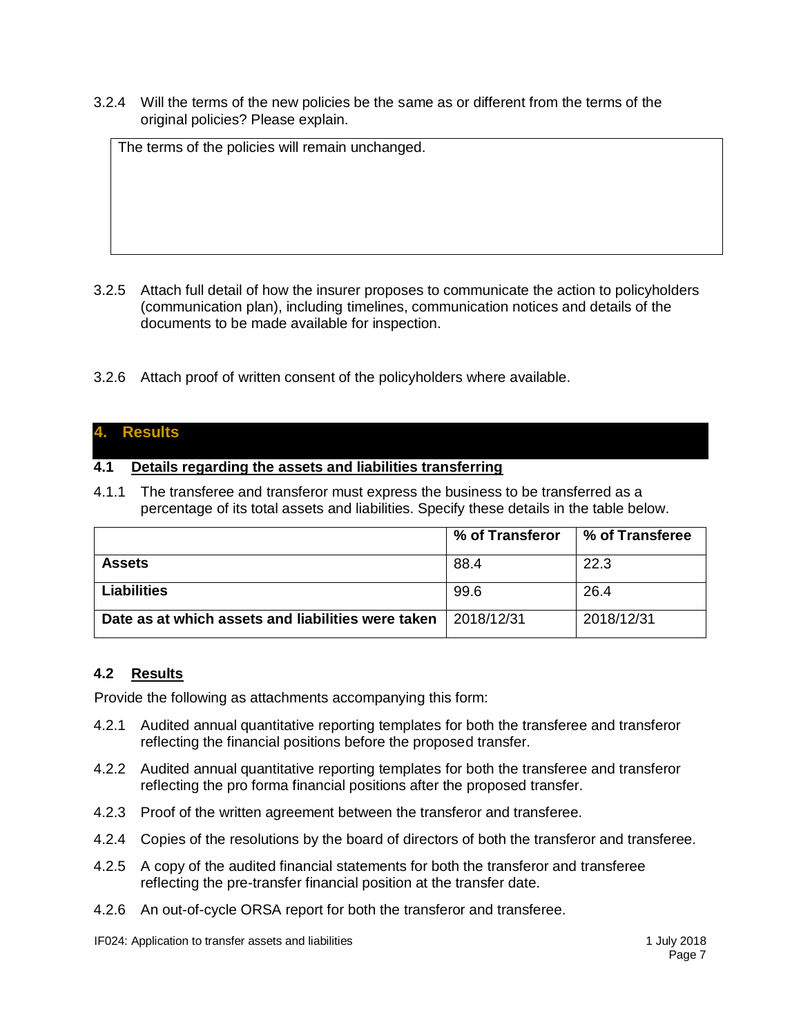3.2.4 Will the terms of the new policies be the same as or different from the terms of the original policies? Please explain.

| The terms of the policies will remain unchanged. |
|---|

3.2.5 Attach full detail of how the insurer proposes to communicate the action to policyholders (communication plan), including timelines, communication notices and details of the documents to be made available for inspection.

3.2.6 Attach proof of written consent of the policyholders where available.

## 4. Results

### 4.1 Details regarding the assets and liabilities transferring

4.1.1 The transferee and transferor must express the business to be transferred as a percentage of its total assets and liabilities. Specify these details in the table below.

| | % of Transferor | % of Transferee |
|---|---|---|
| **Assets** | 88.4 | 22.3 |
| **Liabilities** | 99.6 | 26.4 |
| **Date as at which assets and liabilities were taken** | 2018/12/31 | 2018/12/31 |

### 4.2 Results

Provide the following as attachments accompanying this form:

4.2.1 Audited annual quantitative reporting templates for both the transferee and transferor reflecting the financial positions before the proposed transfer.

4.2.2 Audited annual quantitative reporting templates for both the transferee and transferor reflecting the pro forma financial positions after the proposed transfer.

4.2.3 Proof of the written agreement between the transferor and transferee.

4.2.4 Copies of the resolutions by the board of directors of both the transferor and transferee.

4.2.5 A copy of the audited financial statements for both the transferor and transferee reflecting the pre-transfer financial position at the transfer date.

4.2.6 An out-of-cycle ORSA report for both the transferor and transferee.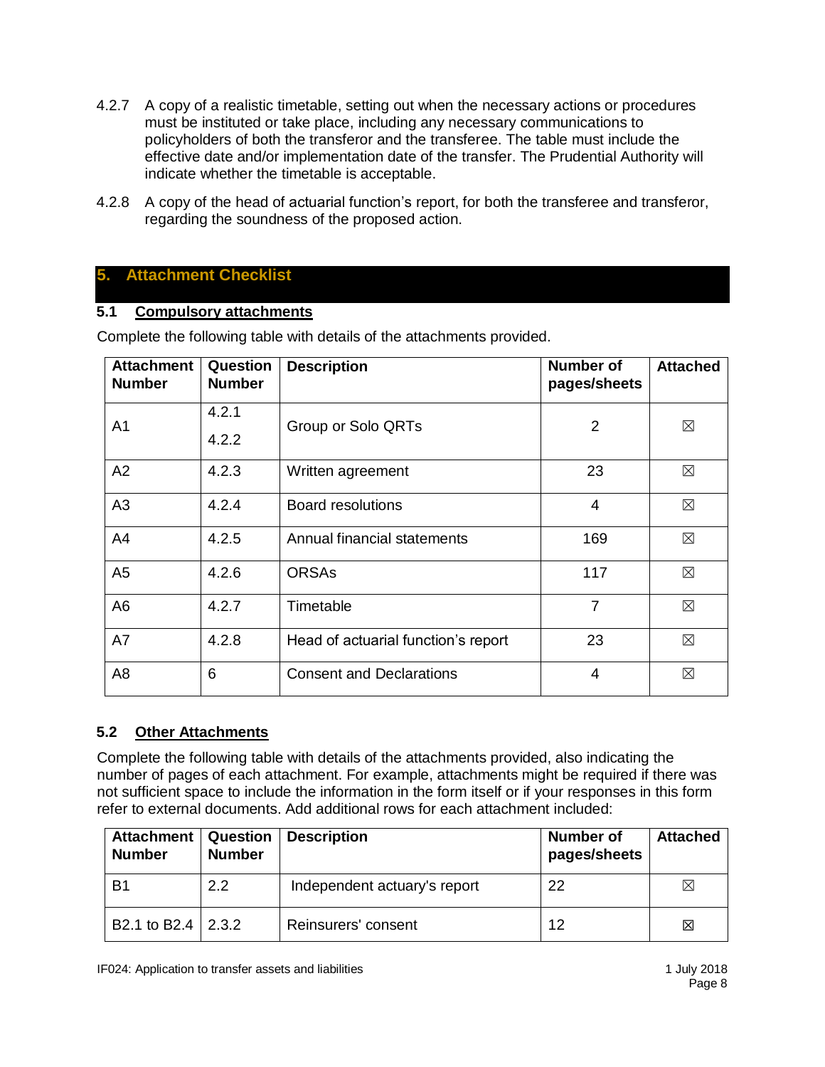4.2.7 A copy of a realistic timetable, setting out when the necessary actions or procedures must be instituted or take place, including any necessary communications to policyholders of both the transferor and the transferee. The table must include the effective date and/or implementation date of the transfer. The Prudential Authority will indicate whether the timetable is acceptable.

4.2.8 A copy of the head of actuarial function's report, for both the transferee and transferor, regarding the soundness of the proposed action.

## 5. Attachment Checklist

### 5.1 Compulsory attachments

Complete the following table with details of the attachments provided.

| Attachment Number | Question Number | Description | Number of pages/sheets | Attached |
|---|---|---|---|---|
| A1 | 4.2.1<br>4.2.2 | Group or Solo QRTs | 2 | ☒ |
| A2 | 4.2.3 | Written agreement | 23 | ☒ |
| A3 | 4.2.4 | Board resolutions | 4 | ☒ |
| A4 | 4.2.5 | Annual financial statements | 169 | ☒ |
| A5 | 4.2.6 | ORSAs | 117 | ☒ |
| A6 | 4.2.7 | Timetable | 7 | ☒ |
| A7 | 4.2.8 | Head of actuarial function's report | 23 | ☒ |
| A8 | 6 | Consent and Declarations | 4 | ☒ |

### 5.2 Other Attachments

Complete the following table with details of the attachments provided, also indicating the number of pages of each attachment. For example, attachments might be required if there was not sufficient space to include the information in the form itself or if your responses in this form refer to external documents. Add additional rows for each attachment included:

| Attachment Number | Question Number | Description | Number of pages/sheets | Attached |
|---|---|---|---|---|
| B1 | 2.2 | Independent actuary's report | 22 | ☒ |
| B2.1 to B2.4 | 2.3.2 | Reinsurers' consent | 12 | ☒ |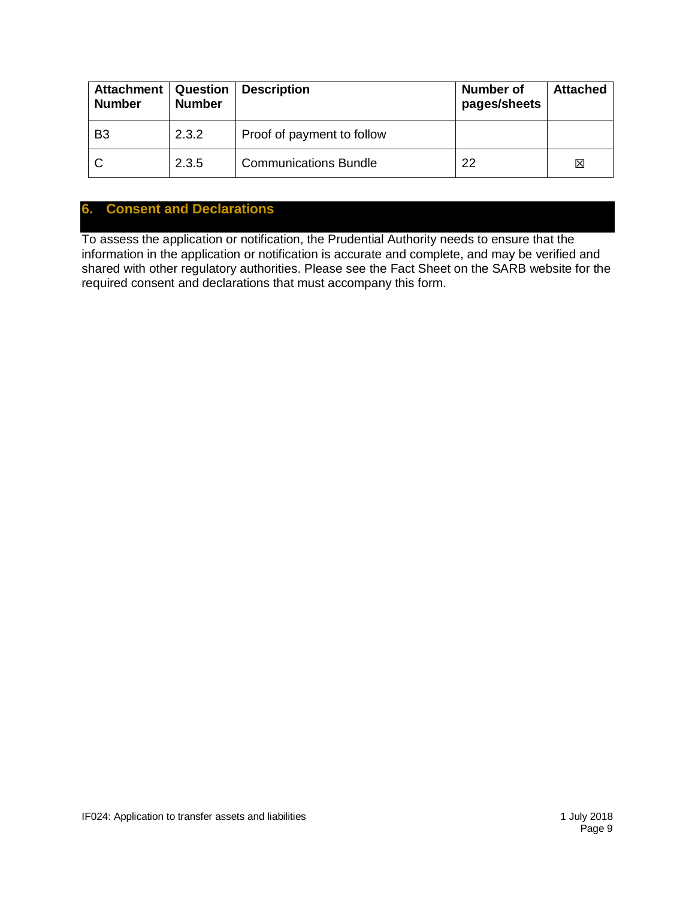| Attachment Number | Question Number | Description | Number of pages/sheets | Attached |
|---|---|---|---|---|
| B3 | 2.3.2 | Proof of payment to follow | | |
| C | 2.3.5 | Communications Bundle | 22 | ☒ |

## 6. Consent and Declarations

To assess the application or notification, the Prudential Authority needs to ensure that the information in the application or notification is accurate and complete, and may be verified and shared with other regulatory authorities. Please see the Fact Sheet on the SARB website for the required consent and declarations that must accompany this form.